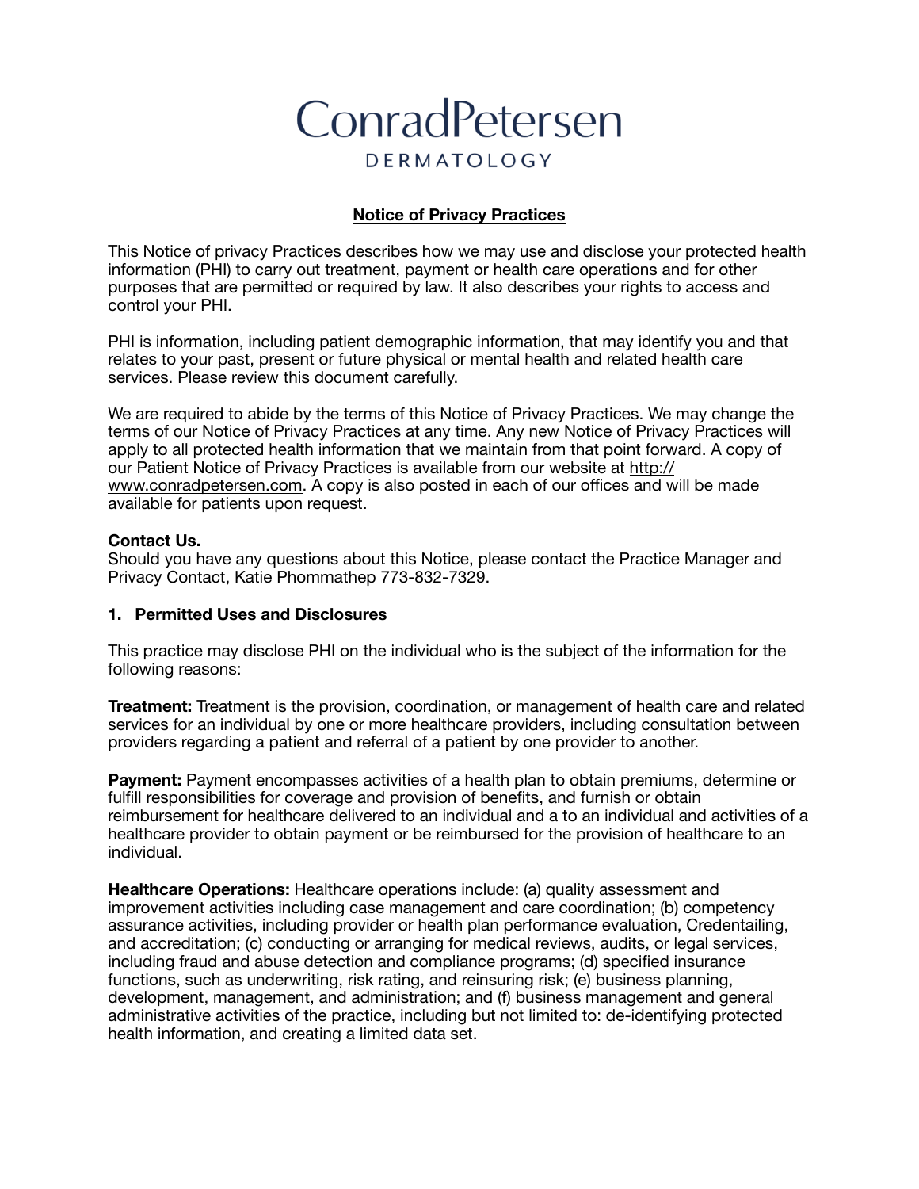# ConradPetersen

DERMATOLOGY

## Notice of Privacy Practices

This Notice of privacy Practices describes how we may use and disclose your protected health information (PHI) to carry out treatment, payment or health care operations and for other purposes that are permitted or required by law. It also describes your rights to access and control your PHI.

PHI is information, including patient demographic information, that may identify you and that relates to your past, present or future physical or mental health and related health care services. Please review this document carefully.

We are required to abide by the terms of this Notice of Privacy Practices. We may change the terms of our Notice of Privacy Practices at any time. Any new Notice of Privacy Practices will apply to all protected health information that we maintain from that point forward. A copy of our Patient Notice of Privacy Practices is available from our website at http://www.conradpetersen.com. A copy is also posted in each of our offices and will be made available for patients upon request.

**Contact Us.**
Should you have any questions about this Notice, please contact the Practice Manager and Privacy Contact, Katie Phommathep 773-832-7329.

### 1. Permitted Uses and Disclosures

This practice may disclose PHI on the individual who is the subject of the information for the following reasons:

**Treatment:** Treatment is the provision, coordination, or management of health care and related services for an individual by one or more healthcare providers, including consultation between providers regarding a patient and referral of a patient by one provider to another.

**Payment:** Payment encompasses activities of a health plan to obtain premiums, determine or fulfill responsibilities for coverage and provision of benefits, and furnish or obtain reimbursement for healthcare delivered to an individual and a to an individual and activities of a healthcare provider to obtain payment or be reimbursed for the provision of healthcare to an individual.

**Healthcare Operations:** Healthcare operations include: (a) quality assessment and improvement activities including case management and care coordination; (b) competency assurance activities, including provider or health plan performance evaluation, Credentailing, and accreditation; (c) conducting or arranging for medical reviews, audits, or legal services, including fraud and abuse detection and compliance programs; (d) specified insurance functions, such as underwriting, risk rating, and reinsuring risk; (e) business planning, development, management, and administration; and (f) business management and general administrative activities of the practice, including but not limited to: de-identifying protected health information, and creating a limited data set.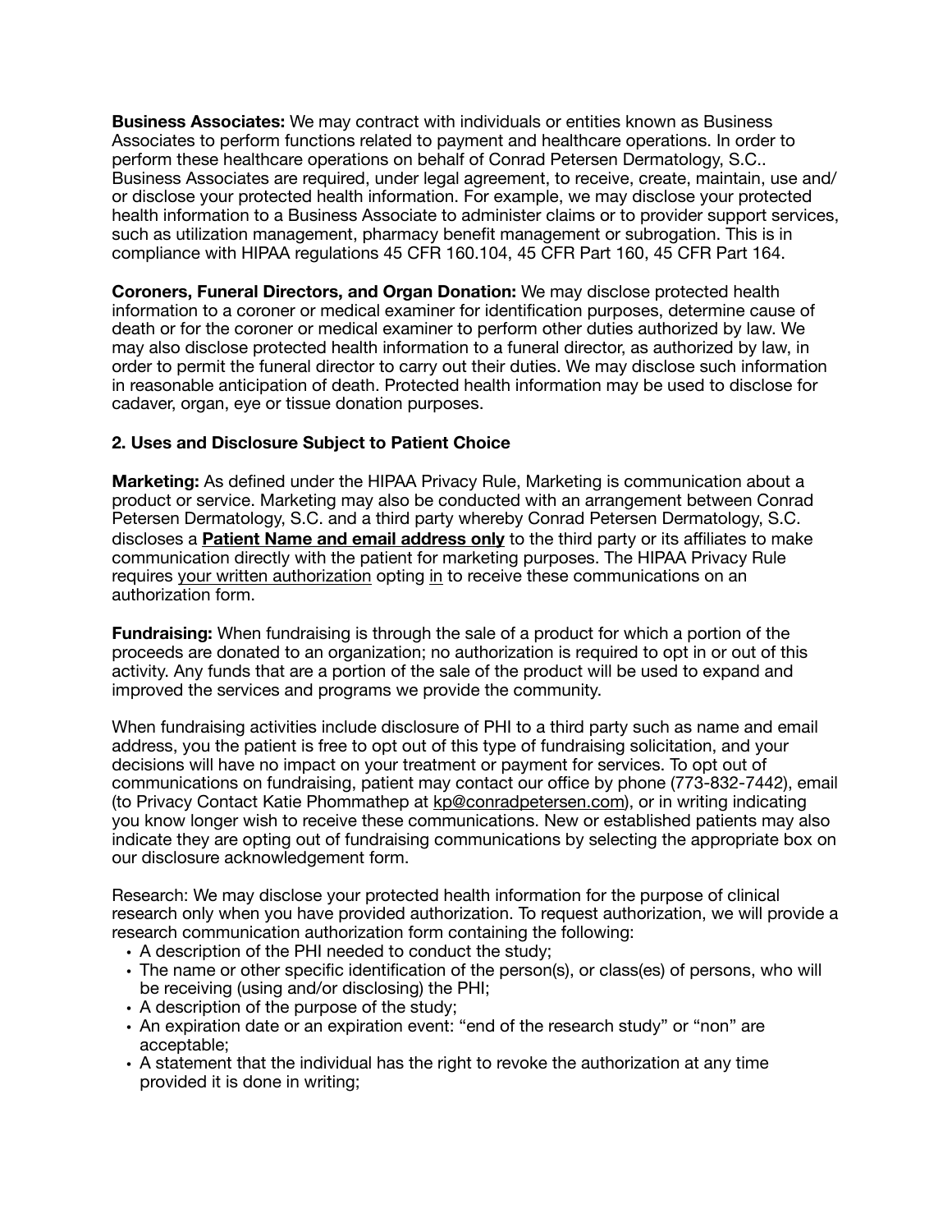**Business Associates:** We may contract with individuals or entities known as Business Associates to perform functions related to payment and healthcare operations. In order to perform these healthcare operations on behalf of Conrad Petersen Dermatology, S.C.. Business Associates are required, under legal agreement, to receive, create, maintain, use and/or disclose your protected health information. For example, we may disclose your protected health information to a Business Associate to administer claims or to provider support services, such as utilization management, pharmacy benefit management or subrogation. This is in compliance with HIPAA regulations 45 CFR 160.104, 45 CFR Part 160, 45 CFR Part 164.

**Coroners, Funeral Directors, and Organ Donation:** We may disclose protected health information to a coroner or medical examiner for identification purposes, determine cause of death or for the coroner or medical examiner to perform other duties authorized by law. We may also disclose protected health information to a funeral director, as authorized by law, in order to permit the funeral director to carry out their duties. We may disclose such information in reasonable anticipation of death. Protected health information may be used to disclose for cadaver, organ, eye or tissue donation purposes.

**2. Uses and Disclosure Subject to Patient Choice**

**Marketing:** As defined under the HIPAA Privacy Rule, Marketing is communication about a product or service. Marketing may also be conducted with an arrangement between Conrad Petersen Dermatology, S.C. and a third party whereby Conrad Petersen Dermatology, S.C. discloses a **<u>Patient Name and email address only</u>** to the third party or its affiliates to make communication directly with the patient for marketing purposes. The HIPAA Privacy Rule requires <u>your written authorization</u> opting <u>in</u> to receive these communications on an authorization form.

**Fundraising:** When fundraising is through the sale of a product for which a portion of the proceeds are donated to an organization; no authorization is required to opt in or out of this activity. Any funds that are a portion of the sale of the product will be used to expand and improved the services and programs we provide the community.

When fundraising activities include disclosure of PHI to a third party such as name and email address, you the patient is free to opt out of this type of fundraising solicitation, and your decisions will have no impact on your treatment or payment for services. To opt out of communications on fundraising, patient may contact our office by phone (773-832-7442), email (to Privacy Contact Katie Phommathep at kp@conradpetersen.com), or in writing indicating you know longer wish to receive these communications. New or established patients may also indicate they are opting out of fundraising communications by selecting the appropriate box on our disclosure acknowledgement form.

Research: We may disclose your protected health information for the purpose of clinical research only when you have provided authorization. To request authorization, we will provide a research communication authorization form containing the following:

- A description of the PHI needed to conduct the study;
- The name or other specific identification of the person(s), or class(es) of persons, who will be receiving (using and/or disclosing) the PHI;
- A description of the purpose of the study;
- An expiration date or an expiration event: "end of the research study" or "non" are acceptable;
- A statement that the individual has the right to revoke the authorization at any time provided it is done in writing;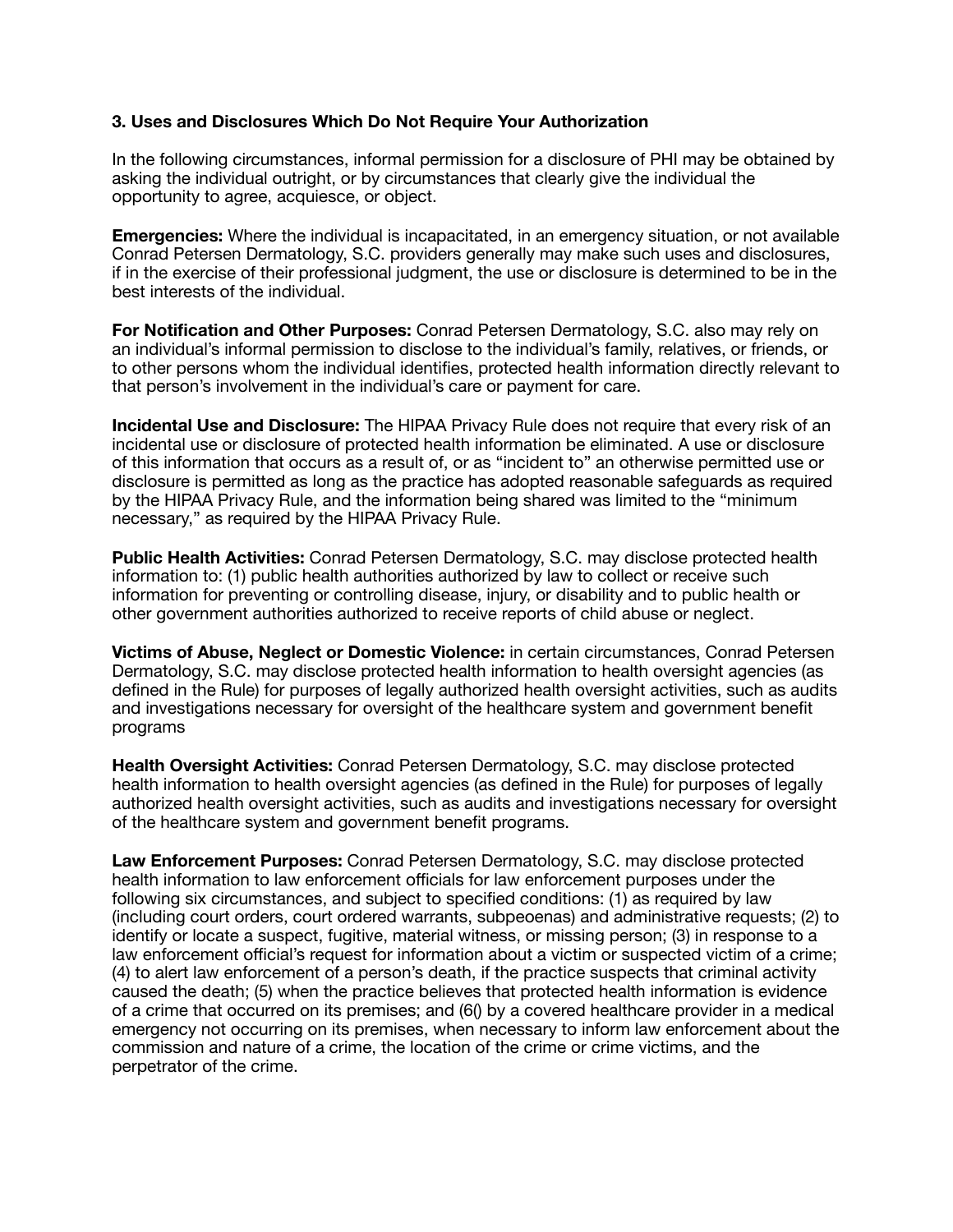**3. Uses and Disclosures Which Do Not Require Your Authorization**

In the following circumstances, informal permission for a disclosure of PHI may be obtained by asking the individual outright, or by circumstances that clearly give the individual the opportunity to agree, acquiesce, or object.

**Emergencies:** Where the individual is incapacitated, in an emergency situation, or not available Conrad Petersen Dermatology, S.C. providers generally may make such uses and disclosures, if in the exercise of their professional judgment, the use or disclosure is determined to be in the best interests of the individual.

**For Notification and Other Purposes:** Conrad Petersen Dermatology, S.C. also may rely on an individual's informal permission to disclose to the individual's family, relatives, or friends, or to other persons whom the individual identifies, protected health information directly relevant to that person's involvement in the individual's care or payment for care.

**Incidental Use and Disclosure:** The HIPAA Privacy Rule does not require that every risk of an incidental use or disclosure of protected health information be eliminated. A use or disclosure of this information that occurs as a result of, or as "incident to" an otherwise permitted use or disclosure is permitted as long as the practice has adopted reasonable safeguards as required by the HIPAA Privacy Rule, and the information being shared was limited to the "minimum necessary," as required by the HIPAA Privacy Rule.

**Public Health Activities:** Conrad Petersen Dermatology, S.C. may disclose protected health information to: (1) public health authorities authorized by law to collect or receive such information for preventing or controlling disease, injury, or disability and to public health or other government authorities authorized to receive reports of child abuse or neglect.

**Victims of Abuse, Neglect or Domestic Violence:** in certain circumstances, Conrad Petersen Dermatology, S.C. may disclose protected health information to health oversight agencies (as defined in the Rule) for purposes of legally authorized health oversight activities, such as audits and investigations necessary for oversight of the healthcare system and government benefit programs

**Health Oversight Activities:** Conrad Petersen Dermatology, S.C. may disclose protected health information to health oversight agencies (as defined in the Rule) for purposes of legally authorized health oversight activities, such as audits and investigations necessary for oversight of the healthcare system and government benefit programs.

**Law Enforcement Purposes:** Conrad Petersen Dermatology, S.C. may disclose protected health information to law enforcement officials for law enforcement purposes under the following six circumstances, and subject to specified conditions: (1) as required by law (including court orders, court ordered warrants, subpeoenas) and administrative requests; (2) to identify or locate a suspect, fugitive, material witness, or missing person; (3) in response to a law enforcement official's request for information about a victim or suspected victim of a crime; (4) to alert law enforcement of a person's death, if the practice suspects that criminal activity caused the death; (5) when the practice believes that protected health information is evidence of a crime that occurred on its premises; and (6() by a covered healthcare provider in a medical emergency not occurring on its premises, when necessary to inform law enforcement about the commission and nature of a crime, the location of the crime or crime victims, and the perpetrator of the crime.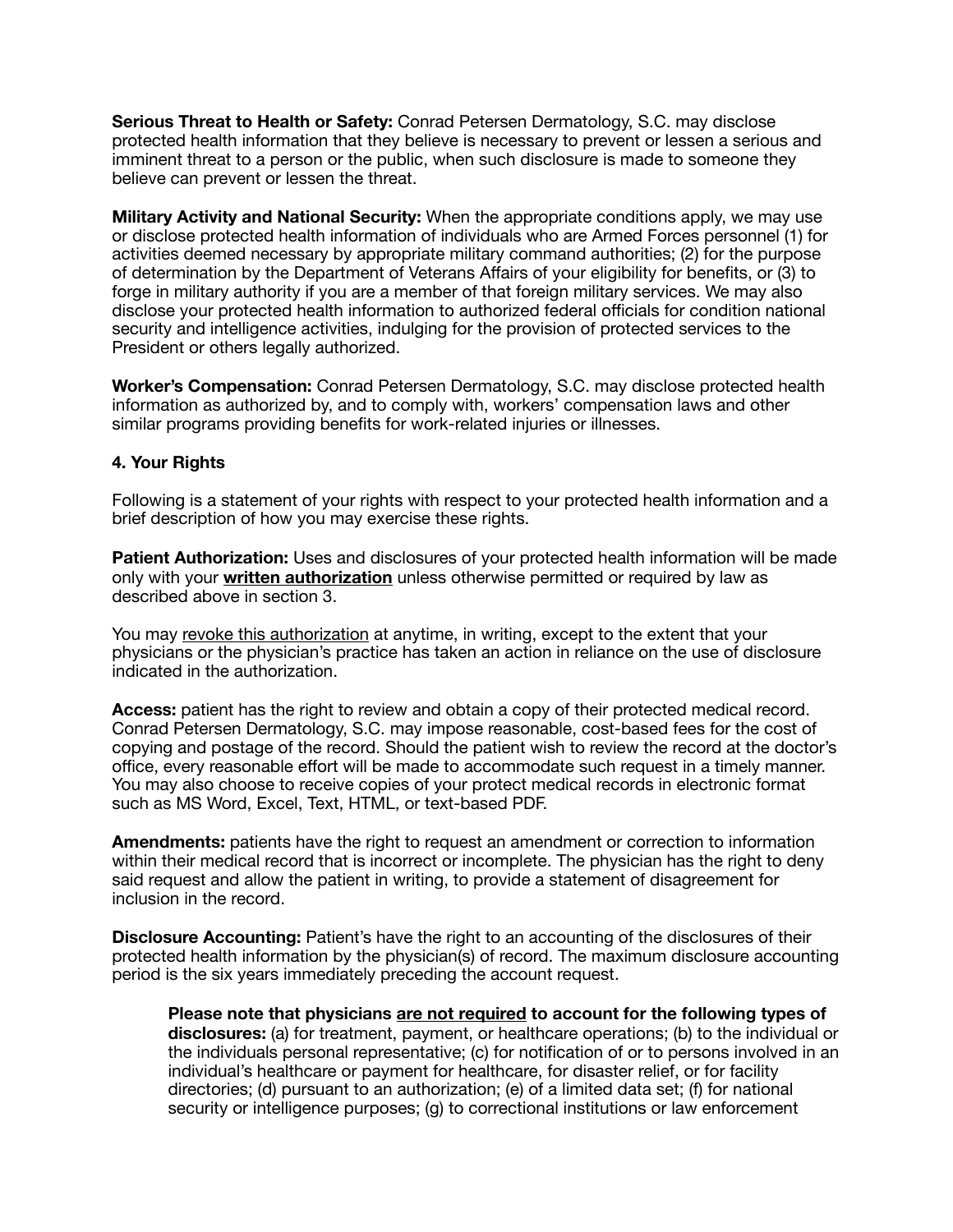**Serious Threat to Health or Safety:** Conrad Petersen Dermatology, S.C. may disclose protected health information that they believe is necessary to prevent or lessen a serious and imminent threat to a person or the public, when such disclosure is made to someone they believe can prevent or lessen the threat.

**Military Activity and National Security:** When the appropriate conditions apply, we may use or disclose protected health information of individuals who are Armed Forces personnel (1) for activities deemed necessary by appropriate military command authorities; (2) for the purpose of determination by the Department of Veterans Affairs of your eligibility for benefits, or (3) to forge in military authority if you are a member of that foreign military services. We may also disclose your protected health information to authorized federal officials for condition national security and intelligence activities, indulging for the provision of protected services to the President or others legally authorized.

**Worker's Compensation:** Conrad Petersen Dermatology, S.C. may disclose protected health information as authorized by, and to comply with, workers' compensation laws and other similar programs providing benefits for work-related injuries or illnesses.

**4. Your Rights**

Following is a statement of your rights with respect to your protected health information and a brief description of how you may exercise these rights.

**Patient Authorization:** Uses and disclosures of your protected health information will be made only with your <u>**written authorization**</u> unless otherwise permitted or required by law as described above in section 3.

You may <u>revoke this authorization</u> at anytime, in writing, except to the extent that your physicians or the physician's practice has taken an action in reliance on the use of disclosure indicated in the authorization.

**Access:** patient has the right to review and obtain a copy of their protected medical record. Conrad Petersen Dermatology, S.C. may impose reasonable, cost-based fees for the cost of copying and postage of the record. Should the patient wish to review the record at the doctor's office, every reasonable effort will be made to accommodate such request in a timely manner. You may also choose to receive copies of your protect medical records in electronic format such as MS Word, Excel, Text, HTML, or text-based PDF.

**Amendments:** patients have the right to request an amendment or correction to information within their medical record that is incorrect or incomplete. The physician has the right to deny said request and allow the patient in writing, to provide a statement of disagreement for inclusion in the record.

**Disclosure Accounting:** Patient's have the right to an accounting of the disclosures of their protected health information by the physician(s) of record. The maximum disclosure accounting period is the six years immediately preceding the account request.

> **Please note that physicians <u>are not required</u> to account for the following types of disclosures:** (a) for treatment, payment, or healthcare operations; (b) to the individual or the individuals personal representative; (c) for notification of or to persons involved in an individual's healthcare or payment for healthcare, for disaster relief, or for facility directories; (d) pursuant to an authorization; (e) of a limited data set; (f) for national security or intelligence purposes; (g) to correctional institutions or law enforcement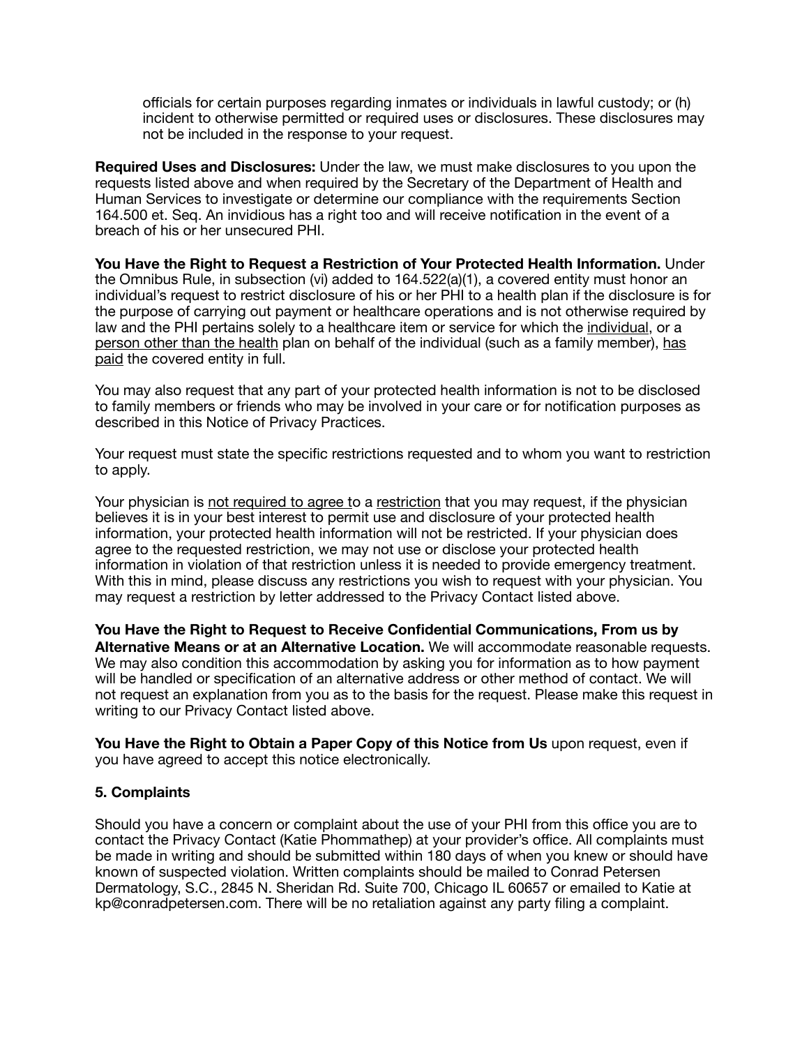officials for certain purposes regarding inmates or individuals in lawful custody; or (h) incident to otherwise permitted or required uses or disclosures. These disclosures may not be included in the response to your request.

**Required Uses and Disclosures:** Under the law, we must make disclosures to you upon the requests listed above and when required by the Secretary of the Department of Health and Human Services to investigate or determine our compliance with the requirements Section 164.500 et. Seq. An invidious has a right too and will receive notification in the event of a breach of his or her unsecured PHI.

**You Have the Right to Request a Restriction of Your Protected Health Information.** Under the Omnibus Rule, in subsection (vi) added to 164.522(a)(1), a covered entity must honor an individual's request to restrict disclosure of his or her PHI to a health plan if the disclosure is for the purpose of carrying out payment or healthcare operations and is not otherwise required by law and the PHI pertains solely to a healthcare item or service for which the <u>individual</u>, or a <u>person other than the health</u> plan on behalf of the individual (such as a family member), <u>has paid</u> the covered entity in full.

You may also request that any part of your protected health information is not to be disclosed to family members or friends who may be involved in your care or for notification purposes as described in this Notice of Privacy Practices.

Your request must state the specific restrictions requested and to whom you want to restriction to apply.

Your physician is <u>not required to agree t</u>o a <u>restriction</u> that you may request, if the physician believes it is in your best interest to permit use and disclosure of your protected health information, your protected health information will not be restricted. If your physician does agree to the requested restriction, we may not use or disclose your protected health information in violation of that restriction unless it is needed to provide emergency treatment. With this in mind, please discuss any restrictions you wish to request with your physician. You may request a restriction by letter addressed to the Privacy Contact listed above.

**You Have the Right to Request to Receive Confidential Communications, From us by Alternative Means or at an Alternative Location.** We will accommodate reasonable requests. We may also condition this accommodation by asking you for information as to how payment will be handled or specification of an alternative address or other method of contact. We will not request an explanation from you as to the basis for the request. Please make this request in writing to our Privacy Contact listed above.

**You Have the Right to Obtain a Paper Copy of this Notice from Us** upon request, even if you have agreed to accept this notice electronically.

### 5. Complaints

Should you have a concern or complaint about the use of your PHI from this office you are to contact the Privacy Contact (Katie Phommathep) at your provider's office. All complaints must be made in writing and should be submitted within 180 days of when you knew or should have known of suspected violation. Written complaints should be mailed to Conrad Petersen Dermatology, S.C., 2845 N. Sheridan Rd. Suite 700, Chicago IL 60657 or emailed to Katie at kp@conradpetersen.com. There will be no retaliation against any party filing a complaint.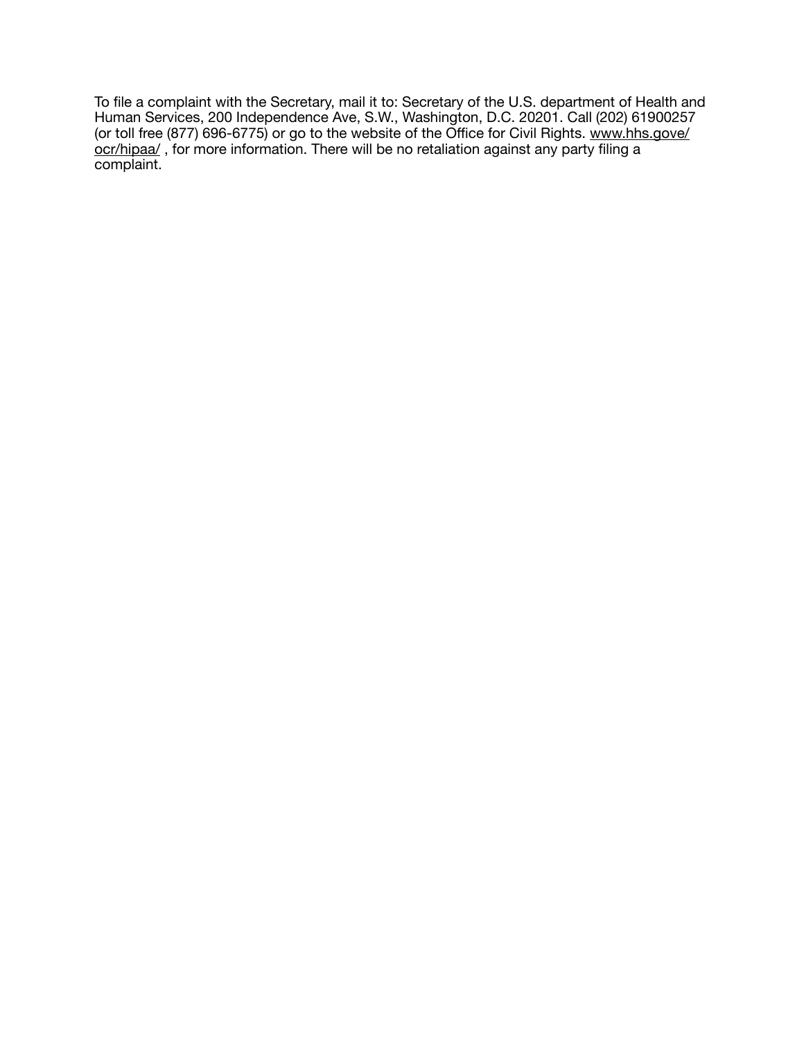To file a complaint with the Secretary, mail it to: Secretary of the U.S. department of Health and Human Services, 200 Independence Ave, S.W., Washington, D.C. 20201. Call (202) 61900257 (or toll free (877) 696-6775) or go to the website of the Office for Civil Rights. www.hhs.gove/ocr/hipaa/ , for more information. There will be no retaliation against any party filing a complaint.